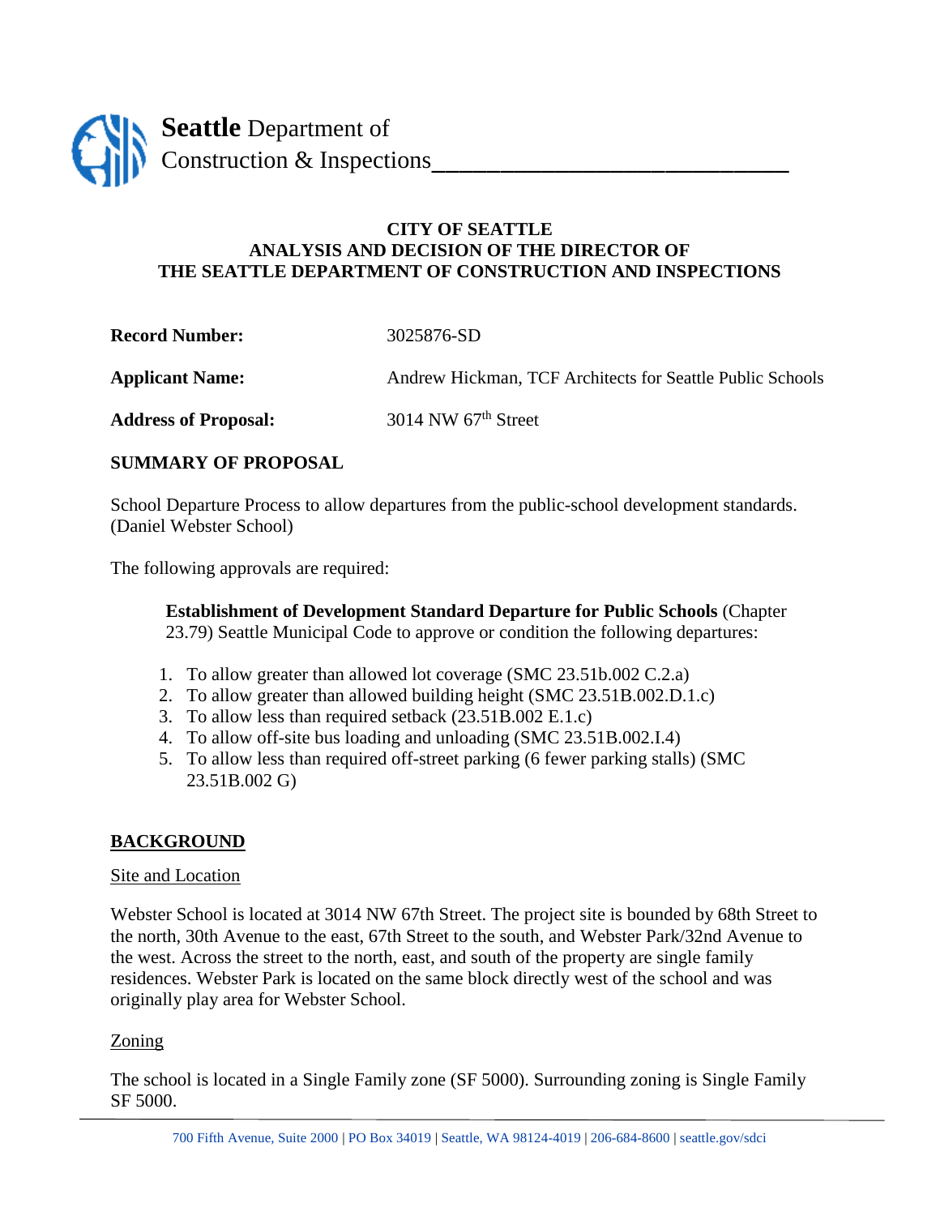**Seattle** Department of
Construction & Inspections

**CITY OF SEATTLE**
**ANALYSIS AND DECISION OF THE DIRECTOR OF**
**THE SEATTLE DEPARTMENT OF CONSTRUCTION AND INSPECTIONS**

| | |
|---|---|
| **Record Number:** | 3025876-SD |
| **Applicant Name:** | Andrew Hickman, TCF Architects for Seattle Public Schools |
| **Address of Proposal:** | 3014 NW 67th Street |

**SUMMARY OF PROPOSAL**

School Departure Process to allow departures from the public-school development standards. (Daniel Webster School)

The following approvals are required:

> **Establishment of Development Standard Departure for Public Schools** (Chapter 23.79) Seattle Municipal Code to approve or condition the following departures:

1. To allow greater than allowed lot coverage (SMC 23.51b.002 C.2.a)
2. To allow greater than allowed building height (SMC 23.51B.002.D.1.c)
3. To allow less than required setback (23.51B.002 E.1.c)
4. To allow off-site bus loading and unloading (SMC 23.51B.002.I.4)
5. To allow less than required off-street parking (6 fewer parking stalls) (SMC 23.51B.002 G)

## BACKGROUND

Site and Location

Webster School is located at 3014 NW 67th Street. The project site is bounded by 68th Street to the north, 30th Avenue to the east, 67th Street to the south, and Webster Park/32nd Avenue to the west. Across the street to the north, east, and south of the property are single family residences. Webster Park is located on the same block directly west of the school and was originally play area for Webster School.

Zoning

The school is located in a Single Family zone (SF 5000). Surrounding zoning is Single Family SF 5000.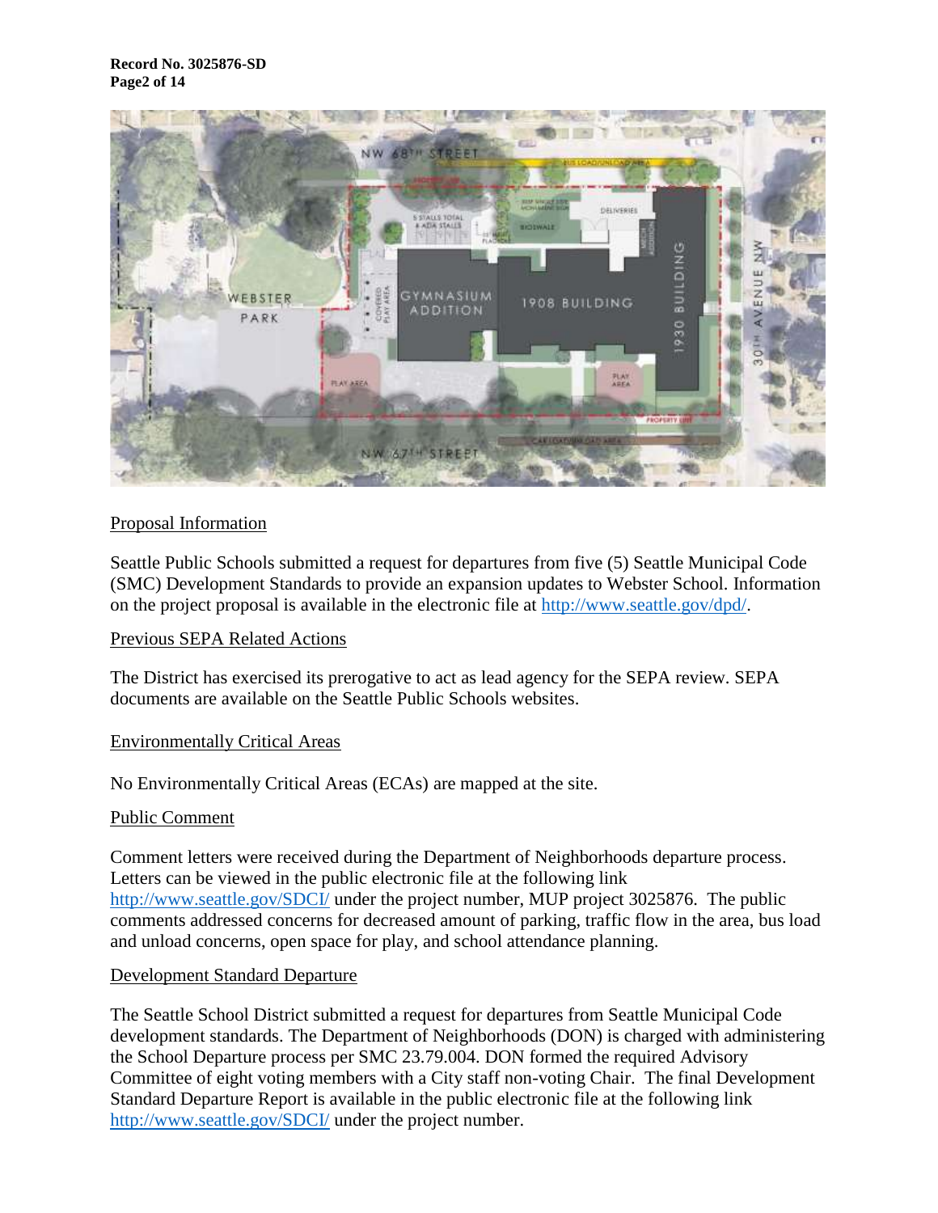## Proposal Information

Seattle Public Schools submitted a request for departures from five (5) Seattle Municipal Code (SMC) Development Standards to provide an expansion updates to Webster School. Information on the project proposal is available in the electronic file at http://www.seattle.gov/dpd/.

## Previous SEPA Related Actions

The District has exercised its prerogative to act as lead agency for the SEPA review. SEPA documents are available on the Seattle Public Schools websites.

## Environmentally Critical Areas

No Environmentally Critical Areas (ECAs) are mapped at the site.

## Public Comment

Comment letters were received during the Department of Neighborhoods departure process. Letters can be viewed in the public electronic file at the following link http://www.seattle.gov/SDCI/ under the project number, MUP project 3025876. The public comments addressed concerns for decreased amount of parking, traffic flow in the area, bus load and unload concerns, open space for play, and school attendance planning.

## Development Standard Departure

The Seattle School District submitted a request for departures from Seattle Municipal Code development standards. The Department of Neighborhoods (DON) is charged with administering the School Departure process per SMC 23.79.004. DON formed the required Advisory Committee of eight voting members with a City staff non-voting Chair. The final Development Standard Departure Report is available in the public electronic file at the following link http://www.seattle.gov/SDCI/ under the project number.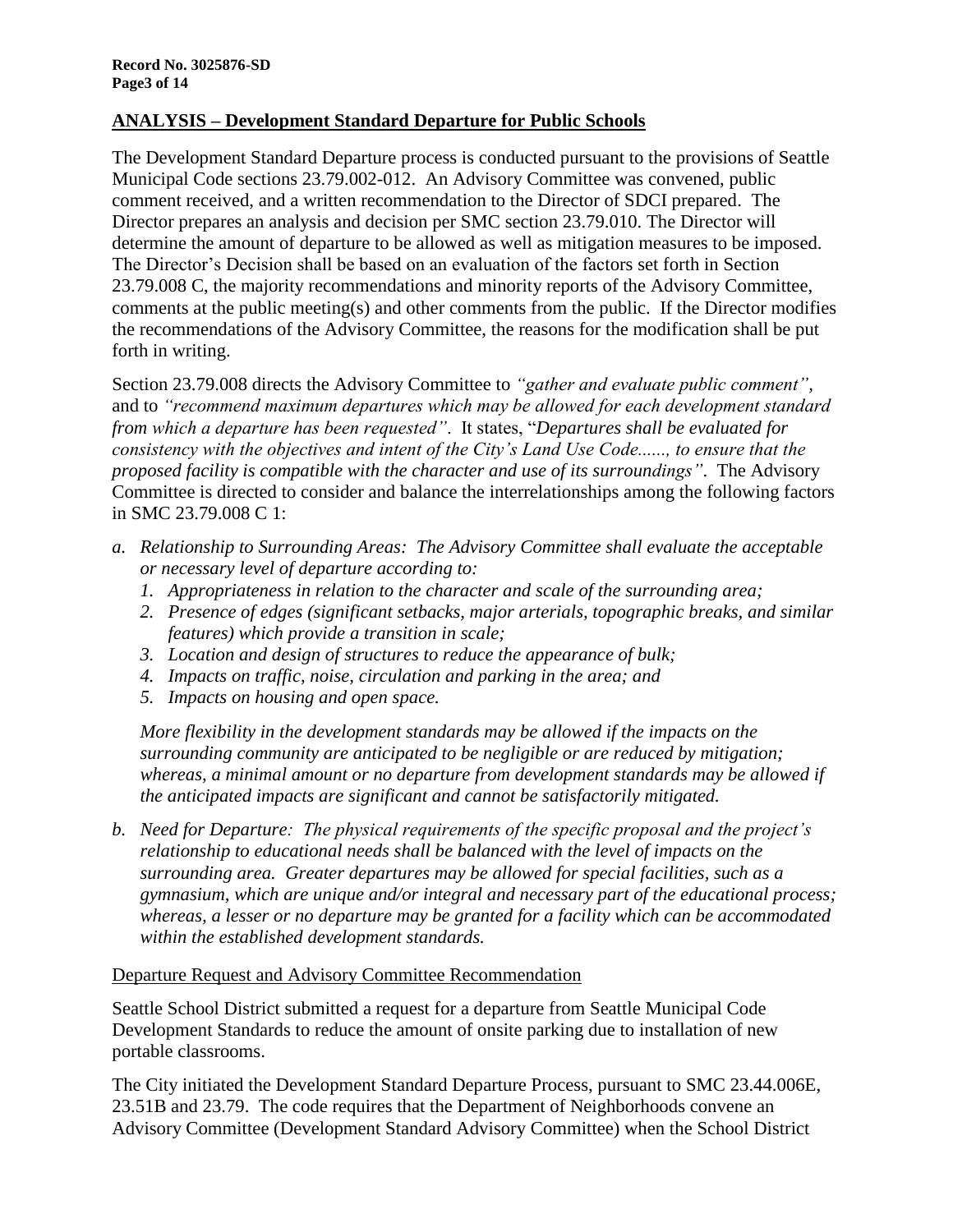## ANALYSIS – Development Standard Departure for Public Schools

The Development Standard Departure process is conducted pursuant to the provisions of Seattle Municipal Code sections 23.79.002-012. An Advisory Committee was convened, public comment received, and a written recommendation to the Director of SDCI prepared. The Director prepares an analysis and decision per SMC section 23.79.010. The Director will determine the amount of departure to be allowed as well as mitigation measures to be imposed. The Director's Decision shall be based on an evaluation of the factors set forth in Section 23.79.008 C, the majority recommendations and minority reports of the Advisory Committee, comments at the public meeting(s) and other comments from the public. If the Director modifies the recommendations of the Advisory Committee, the reasons for the modification shall be put forth in writing.

Section 23.79.008 directs the Advisory Committee to *"gather and evaluate public comment"*, and to *"recommend maximum departures which may be allowed for each development standard from which a departure has been requested"*. It states, "*Departures shall be evaluated for consistency with the objectives and intent of the City's Land Use Code......, to ensure that the proposed facility is compatible with the character and use of its surroundings"*. The Advisory Committee is directed to consider and balance the interrelationships among the following factors in SMC 23.79.008 C 1:

*a. Relationship to Surrounding Areas: The Advisory Committee shall evaluate the acceptable or necessary level of departure according to:*

   *1. Appropriateness in relation to the character and scale of the surrounding area;*
   *2. Presence of edges (significant setbacks, major arterials, topographic breaks, and similar features) which provide a transition in scale;*
   *3. Location and design of structures to reduce the appearance of bulk;*
   *4. Impacts on traffic, noise, circulation and parking in the area; and*
   *5. Impacts on housing and open space.*

   *More flexibility in the development standards may be allowed if the impacts on the surrounding community are anticipated to be negligible or are reduced by mitigation; whereas, a minimal amount or no departure from development standards may be allowed if the anticipated impacts are significant and cannot be satisfactorily mitigated.*

*b. Need for Departure: The physical requirements of the specific proposal and the project's relationship to educational needs shall be balanced with the level of impacts on the surrounding area. Greater departures may be allowed for special facilities, such as a gymnasium, which are unique and/or integral and necessary part of the educational process; whereas, a lesser or no departure may be granted for a facility which can be accommodated within the established development standards.*

Departure Request and Advisory Committee Recommendation

Seattle School District submitted a request for a departure from Seattle Municipal Code Development Standards to reduce the amount of onsite parking due to installation of new portable classrooms.

The City initiated the Development Standard Departure Process, pursuant to SMC 23.44.006E, 23.51B and 23.79. The code requires that the Department of Neighborhoods convene an Advisory Committee (Development Standard Advisory Committee) when the School District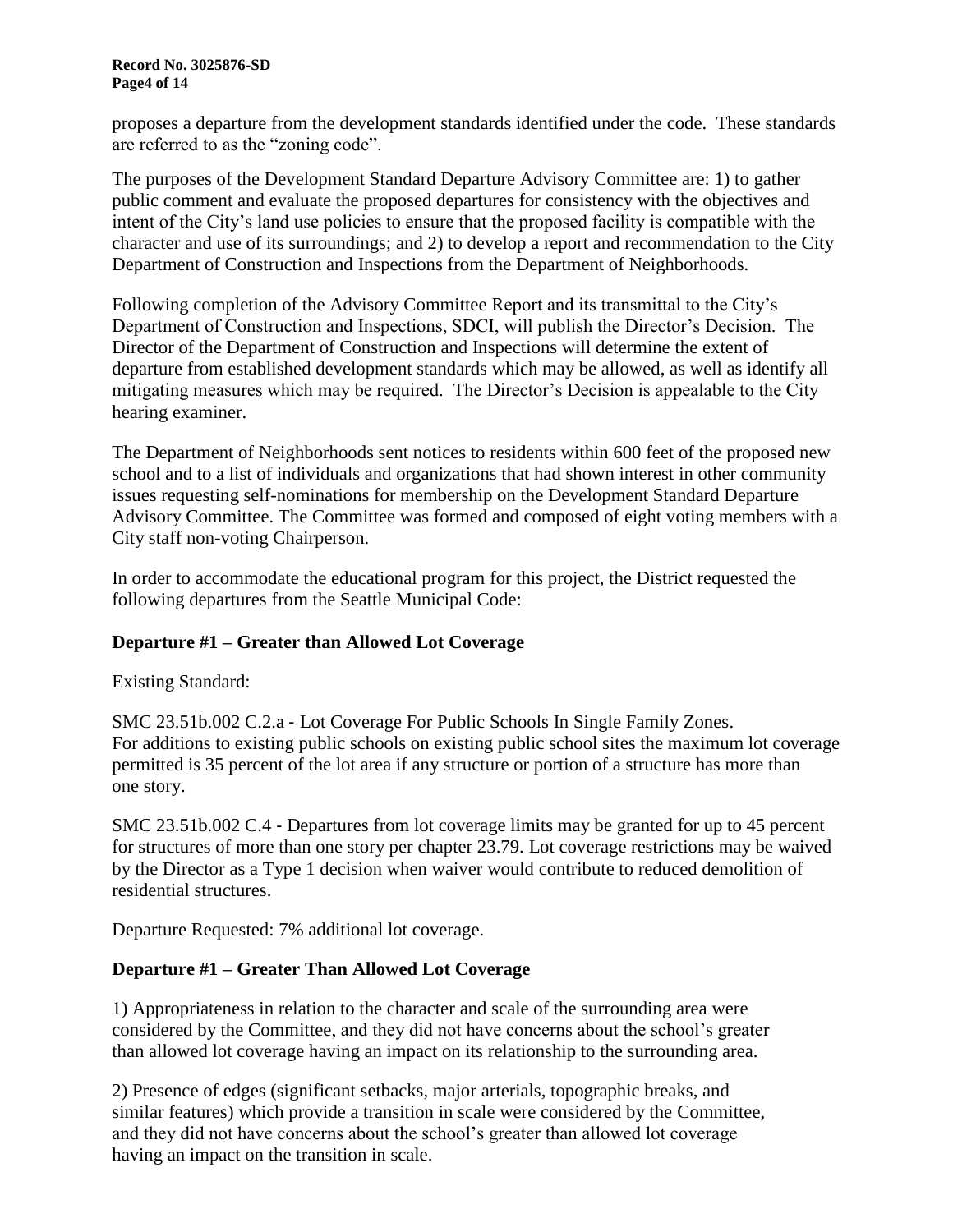proposes a departure from the development standards identified under the code. These standards are referred to as the "zoning code".

The purposes of the Development Standard Departure Advisory Committee are: 1) to gather public comment and evaluate the proposed departures for consistency with the objectives and intent of the City's land use policies to ensure that the proposed facility is compatible with the character and use of its surroundings; and 2) to develop a report and recommendation to the City Department of Construction and Inspections from the Department of Neighborhoods.

Following completion of the Advisory Committee Report and its transmittal to the City's Department of Construction and Inspections, SDCI, will publish the Director's Decision. The Director of the Department of Construction and Inspections will determine the extent of departure from established development standards which may be allowed, as well as identify all mitigating measures which may be required. The Director's Decision is appealable to the City hearing examiner.

The Department of Neighborhoods sent notices to residents within 600 feet of the proposed new school and to a list of individuals and organizations that had shown interest in other community issues requesting self-nominations for membership on the Development Standard Departure Advisory Committee. The Committee was formed and composed of eight voting members with a City staff non-voting Chairperson.

In order to accommodate the educational program for this project, the District requested the following departures from the Seattle Municipal Code:

**Departure #1 – Greater than Allowed Lot Coverage**

Existing Standard:

SMC 23.51b.002 C.2.a - Lot Coverage For Public Schools In Single Family Zones. For additions to existing public schools on existing public school sites the maximum lot coverage permitted is 35 percent of the lot area if any structure or portion of a structure has more than one story.

SMC 23.51b.002 C.4 - Departures from lot coverage limits may be granted for up to 45 percent for structures of more than one story per chapter 23.79. Lot coverage restrictions may be waived by the Director as a Type 1 decision when waiver would contribute to reduced demolition of residential structures.

Departure Requested: 7% additional lot coverage.

**Departure #1 – Greater Than Allowed Lot Coverage**

1) Appropriateness in relation to the character and scale of the surrounding area were considered by the Committee, and they did not have concerns about the school's greater than allowed lot coverage having an impact on its relationship to the surrounding area.

2) Presence of edges (significant setbacks, major arterials, topographic breaks, and similar features) which provide a transition in scale were considered by the Committee, and they did not have concerns about the school's greater than allowed lot coverage having an impact on the transition in scale.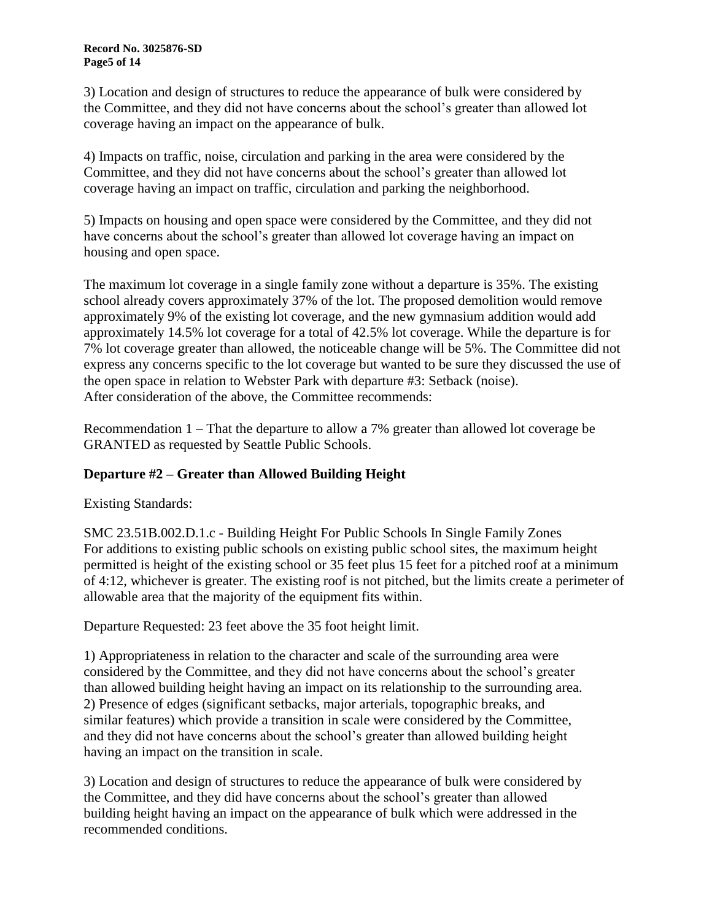3) Location and design of structures to reduce the appearance of bulk were considered by the Committee, and they did not have concerns about the school's greater than allowed lot coverage having an impact on the appearance of bulk.

4) Impacts on traffic, noise, circulation and parking in the area were considered by the Committee, and they did not have concerns about the school's greater than allowed lot coverage having an impact on traffic, circulation and parking the neighborhood.

5) Impacts on housing and open space were considered by the Committee, and they did not have concerns about the school's greater than allowed lot coverage having an impact on housing and open space.

The maximum lot coverage in a single family zone without a departure is 35%. The existing school already covers approximately 37% of the lot. The proposed demolition would remove approximately 9% of the existing lot coverage, and the new gymnasium addition would add approximately 14.5% lot coverage for a total of 42.5% lot coverage. While the departure is for 7% lot coverage greater than allowed, the noticeable change will be 5%. The Committee did not express any concerns specific to the lot coverage but wanted to be sure they discussed the use of the open space in relation to Webster Park with departure #3: Setback (noise).
After consideration of the above, the Committee recommends:

Recommendation 1 – That the departure to allow a 7% greater than allowed lot coverage be GRANTED as requested by Seattle Public Schools.

## Departure #2 – Greater than Allowed Building Height

Existing Standards:

SMC 23.51B.002.D.1.c - Building Height For Public Schools In Single Family Zones
For additions to existing public schools on existing public school sites, the maximum height permitted is height of the existing school or 35 feet plus 15 feet for a pitched roof at a minimum of 4:12, whichever is greater. The existing roof is not pitched, but the limits create a perimeter of allowable area that the majority of the equipment fits within.

Departure Requested: 23 feet above the 35 foot height limit.

1) Appropriateness in relation to the character and scale of the surrounding area were considered by the Committee, and they did not have concerns about the school's greater than allowed building height having an impact on its relationship to the surrounding area.
2) Presence of edges (significant setbacks, major arterials, topographic breaks, and similar features) which provide a transition in scale were considered by the Committee, and they did not have concerns about the school's greater than allowed building height having an impact on the transition in scale.

3) Location and design of structures to reduce the appearance of bulk were considered by the Committee, and they did have concerns about the school's greater than allowed building height having an impact on the appearance of bulk which were addressed in the recommended conditions.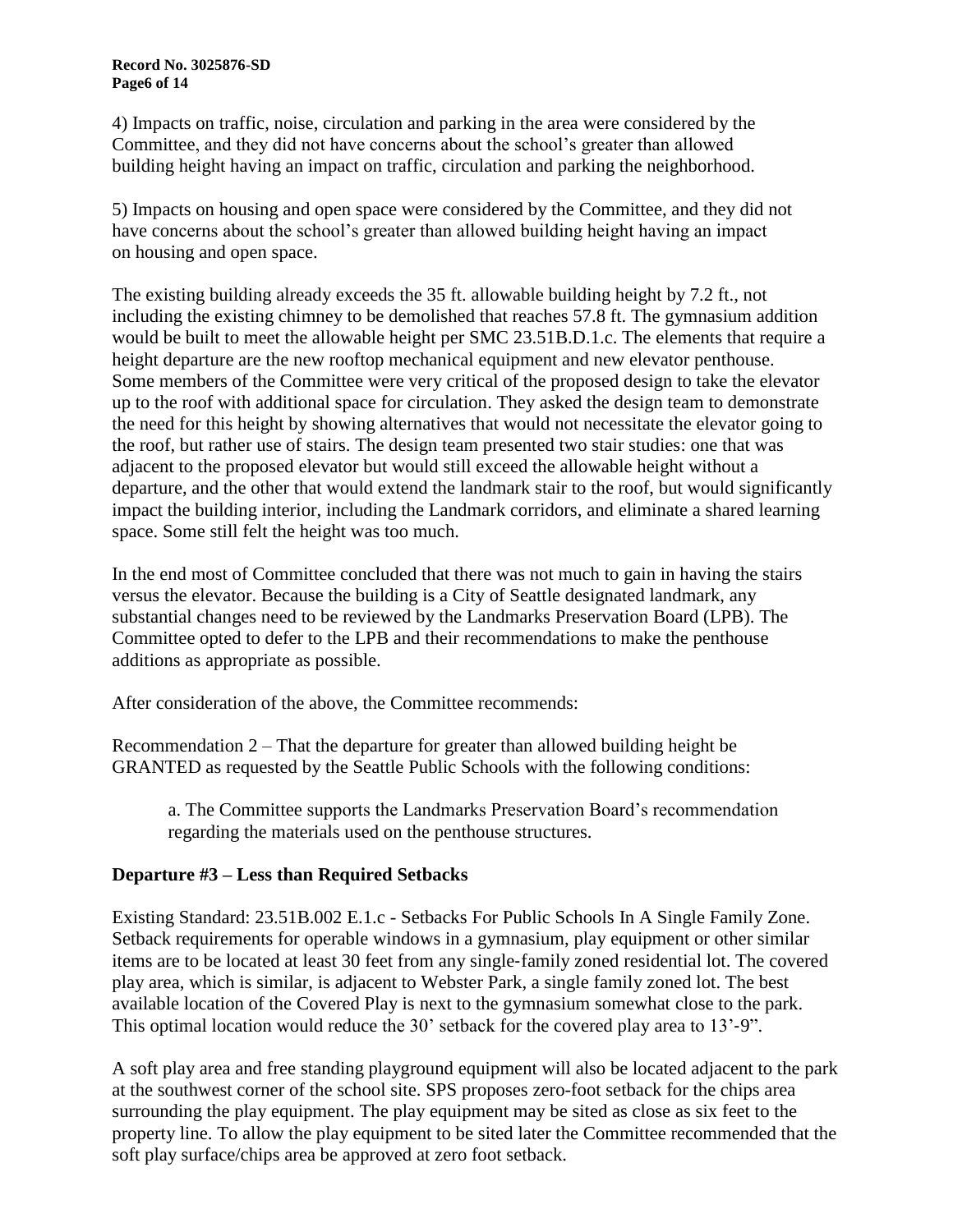4) Impacts on traffic, noise, circulation and parking in the area were considered by the Committee, and they did not have concerns about the school's greater than allowed building height having an impact on traffic, circulation and parking the neighborhood.

5) Impacts on housing and open space were considered by the Committee, and they did not have concerns about the school's greater than allowed building height having an impact on housing and open space.

The existing building already exceeds the 35 ft. allowable building height by 7.2 ft., not including the existing chimney to be demolished that reaches 57.8 ft. The gymnasium addition would be built to meet the allowable height per SMC 23.51B.D.1.c. The elements that require a height departure are the new rooftop mechanical equipment and new elevator penthouse. Some members of the Committee were very critical of the proposed design to take the elevator up to the roof with additional space for circulation. They asked the design team to demonstrate the need for this height by showing alternatives that would not necessitate the elevator going to the roof, but rather use of stairs. The design team presented two stair studies: one that was adjacent to the proposed elevator but would still exceed the allowable height without a departure, and the other that would extend the landmark stair to the roof, but would significantly impact the building interior, including the Landmark corridors, and eliminate a shared learning space. Some still felt the height was too much.

In the end most of Committee concluded that there was not much to gain in having the stairs versus the elevator. Because the building is a City of Seattle designated landmark, any substantial changes need to be reviewed by the Landmarks Preservation Board (LPB). The Committee opted to defer to the LPB and their recommendations to make the penthouse additions as appropriate as possible.

After consideration of the above, the Committee recommends:

Recommendation 2 – That the departure for greater than allowed building height be GRANTED as requested by the Seattle Public Schools with the following conditions:

> a. The Committee supports the Landmarks Preservation Board's recommendation regarding the materials used on the penthouse structures.

## Departure #3 – Less than Required Setbacks

Existing Standard: 23.51B.002 E.1.c - Setbacks For Public Schools In A Single Family Zone. Setback requirements for operable windows in a gymnasium, play equipment or other similar items are to be located at least 30 feet from any single-family zoned residential lot. The covered play area, which is similar, is adjacent to Webster Park, a single family zoned lot. The best available location of the Covered Play is next to the gymnasium somewhat close to the park. This optimal location would reduce the 30' setback for the covered play area to 13'-9".

A soft play area and free standing playground equipment will also be located adjacent to the park at the southwest corner of the school site. SPS proposes zero-foot setback for the chips area surrounding the play equipment. The play equipment may be sited as close as six feet to the property line. To allow the play equipment to be sited later the Committee recommended that the soft play surface/chips area be approved at zero foot setback.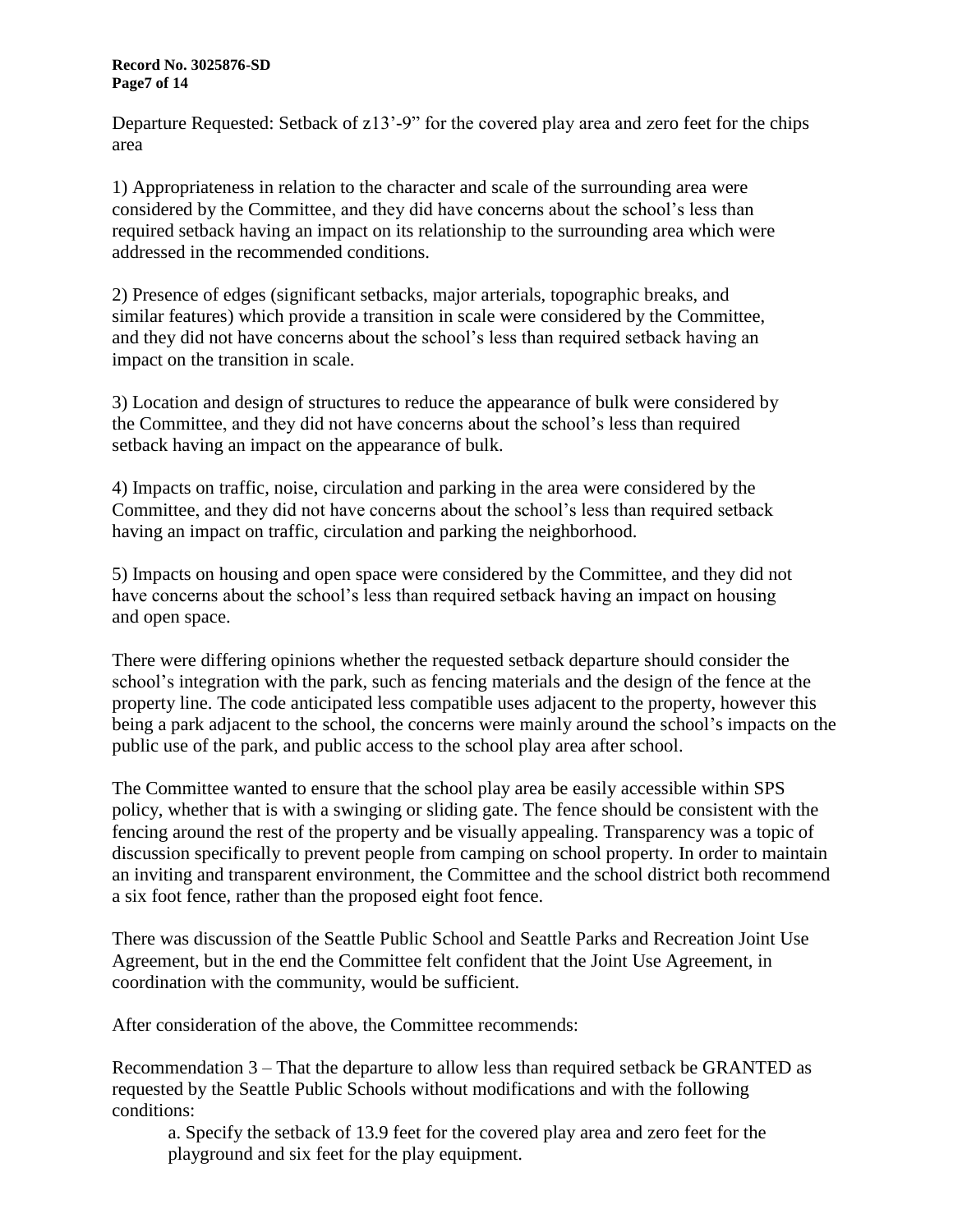Departure Requested: Setback of z13'-9" for the covered play area and zero feet for the chips area

1) Appropriateness in relation to the character and scale of the surrounding area were considered by the Committee, and they did have concerns about the school's less than required setback having an impact on its relationship to the surrounding area which were addressed in the recommended conditions.

2) Presence of edges (significant setbacks, major arterials, topographic breaks, and similar features) which provide a transition in scale were considered by the Committee, and they did not have concerns about the school's less than required setback having an impact on the transition in scale.

3) Location and design of structures to reduce the appearance of bulk were considered by the Committee, and they did not have concerns about the school's less than required setback having an impact on the appearance of bulk.

4) Impacts on traffic, noise, circulation and parking in the area were considered by the Committee, and they did not have concerns about the school's less than required setback having an impact on traffic, circulation and parking the neighborhood.

5) Impacts on housing and open space were considered by the Committee, and they did not have concerns about the school's less than required setback having an impact on housing and open space.

There were differing opinions whether the requested setback departure should consider the school's integration with the park, such as fencing materials and the design of the fence at the property line. The code anticipated less compatible uses adjacent to the property, however this being a park adjacent to the school, the concerns were mainly around the school's impacts on the public use of the park, and public access to the school play area after school.

The Committee wanted to ensure that the school play area be easily accessible within SPS policy, whether that is with a swinging or sliding gate. The fence should be consistent with the fencing around the rest of the property and be visually appealing. Transparency was a topic of discussion specifically to prevent people from camping on school property. In order to maintain an inviting and transparent environment, the Committee and the school district both recommend a six foot fence, rather than the proposed eight foot fence.

There was discussion of the Seattle Public School and Seattle Parks and Recreation Joint Use Agreement, but in the end the Committee felt confident that the Joint Use Agreement, in coordination with the community, would be sufficient.

After consideration of the above, the Committee recommends:

Recommendation 3 – That the departure to allow less than required setback be GRANTED as requested by the Seattle Public Schools without modifications and with the following conditions:

a. Specify the setback of 13.9 feet for the covered play area and zero feet for the playground and six feet for the play equipment.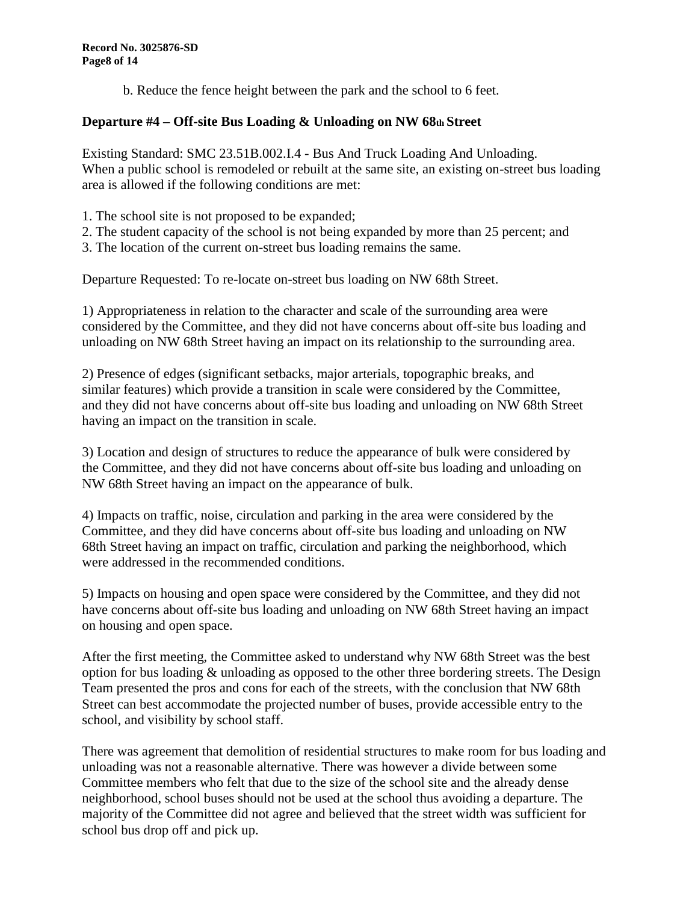b. Reduce the fence height between the park and the school to 6 feet.

**Departure #4 – Off-site Bus Loading & Unloading on NW 68th Street**

Existing Standard: SMC 23.51B.002.I.4 - Bus And Truck Loading And Unloading. When a public school is remodeled or rebuilt at the same site, an existing on-street bus loading area is allowed if the following conditions are met:

1. The school site is not proposed to be expanded;
2. The student capacity of the school is not being expanded by more than 25 percent; and
3. The location of the current on-street bus loading remains the same.

Departure Requested: To re-locate on-street bus loading on NW 68th Street.

1) Appropriateness in relation to the character and scale of the surrounding area were considered by the Committee, and they did not have concerns about off-site bus loading and unloading on NW 68th Street having an impact on its relationship to the surrounding area.

2) Presence of edges (significant setbacks, major arterials, topographic breaks, and similar features) which provide a transition in scale were considered by the Committee, and they did not have concerns about off-site bus loading and unloading on NW 68th Street having an impact on the transition in scale.

3) Location and design of structures to reduce the appearance of bulk were considered by the Committee, and they did not have concerns about off-site bus loading and unloading on NW 68th Street having an impact on the appearance of bulk.

4) Impacts on traffic, noise, circulation and parking in the area were considered by the Committee, and they did have concerns about off-site bus loading and unloading on NW 68th Street having an impact on traffic, circulation and parking the neighborhood, which were addressed in the recommended conditions.

5) Impacts on housing and open space were considered by the Committee, and they did not have concerns about off-site bus loading and unloading on NW 68th Street having an impact on housing and open space.

After the first meeting, the Committee asked to understand why NW 68th Street was the best option for bus loading & unloading as opposed to the other three bordering streets. The Design Team presented the pros and cons for each of the streets, with the conclusion that NW 68th Street can best accommodate the projected number of buses, provide accessible entry to the school, and visibility by school staff.

There was agreement that demolition of residential structures to make room for bus loading and unloading was not a reasonable alternative. There was however a divide between some Committee members who felt that due to the size of the school site and the already dense neighborhood, school buses should not be used at the school thus avoiding a departure. The majority of the Committee did not agree and believed that the street width was sufficient for school bus drop off and pick up.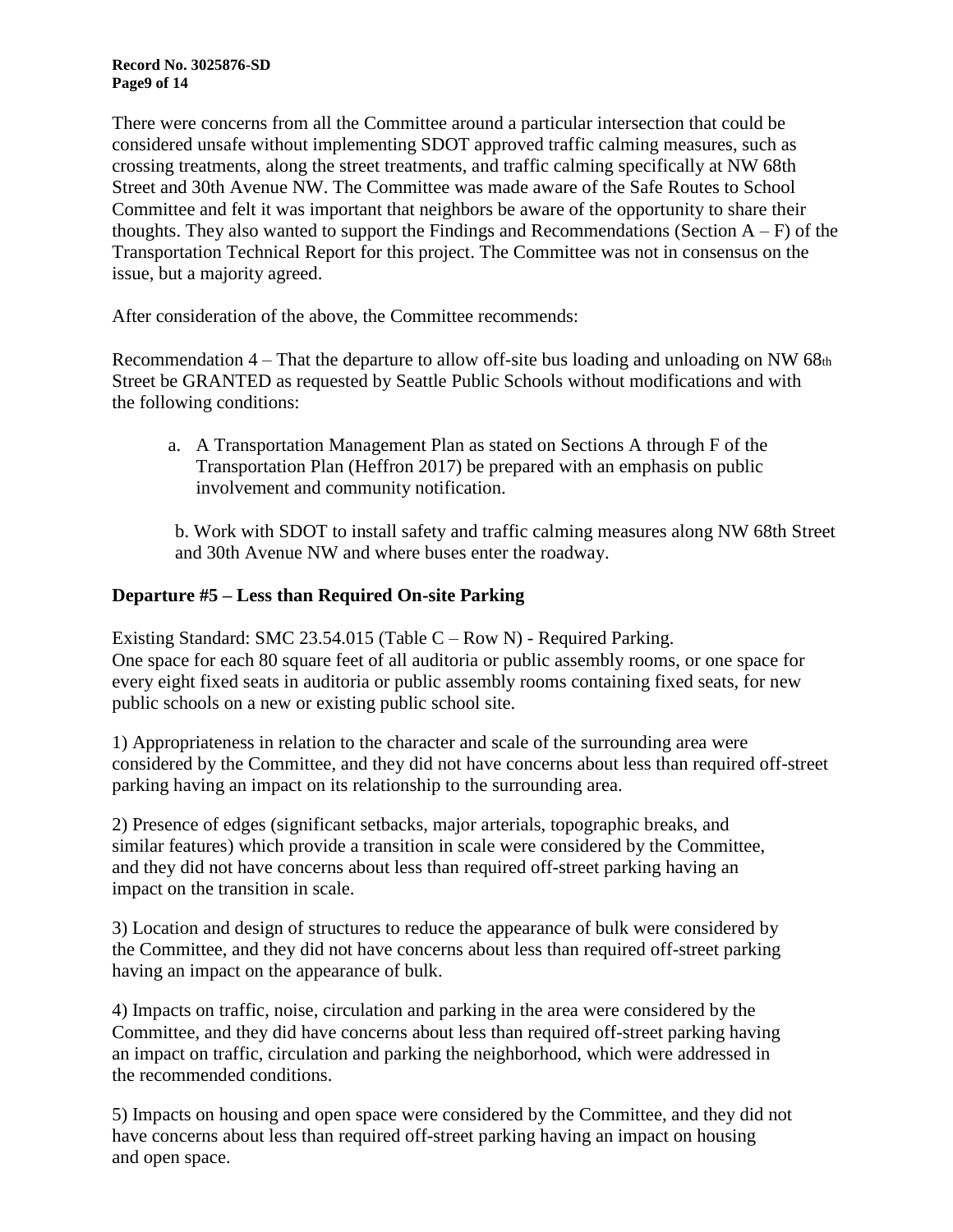There were concerns from all the Committee around a particular intersection that could be considered unsafe without implementing SDOT approved traffic calming measures, such as crossing treatments, along the street treatments, and traffic calming specifically at NW 68th Street and 30th Avenue NW. The Committee was made aware of the Safe Routes to School Committee and felt it was important that neighbors be aware of the opportunity to share their thoughts. They also wanted to support the Findings and Recommendations (Section A – F) of the Transportation Technical Report for this project. The Committee was not in consensus on the issue, but a majority agreed.

After consideration of the above, the Committee recommends:

Recommendation 4 – That the departure to allow off-site bus loading and unloading on NW 68th Street be GRANTED as requested by Seattle Public Schools without modifications and with the following conditions:

a. A Transportation Management Plan as stated on Sections A through F of the Transportation Plan (Heffron 2017) be prepared with an emphasis on public involvement and community notification.

b. Work with SDOT to install safety and traffic calming measures along NW 68th Street and 30th Avenue NW and where buses enter the roadway.

**Departure #5 – Less than Required On-site Parking**

Existing Standard: SMC 23.54.015 (Table C – Row N) - Required Parking.
One space for each 80 square feet of all auditoria or public assembly rooms, or one space for every eight fixed seats in auditoria or public assembly rooms containing fixed seats, for new public schools on a new or existing public school site.

1) Appropriateness in relation to the character and scale of the surrounding area were considered by the Committee, and they did not have concerns about less than required off-street parking having an impact on its relationship to the surrounding area.

2) Presence of edges (significant setbacks, major arterials, topographic breaks, and similar features) which provide a transition in scale were considered by the Committee, and they did not have concerns about less than required off-street parking having an impact on the transition in scale.

3) Location and design of structures to reduce the appearance of bulk were considered by the Committee, and they did not have concerns about less than required off-street parking having an impact on the appearance of bulk.

4) Impacts on traffic, noise, circulation and parking in the area were considered by the Committee, and they did have concerns about less than required off-street parking having an impact on traffic, circulation and parking the neighborhood, which were addressed in the recommended conditions.

5) Impacts on housing and open space were considered by the Committee, and they did not have concerns about less than required off-street parking having an impact on housing and open space.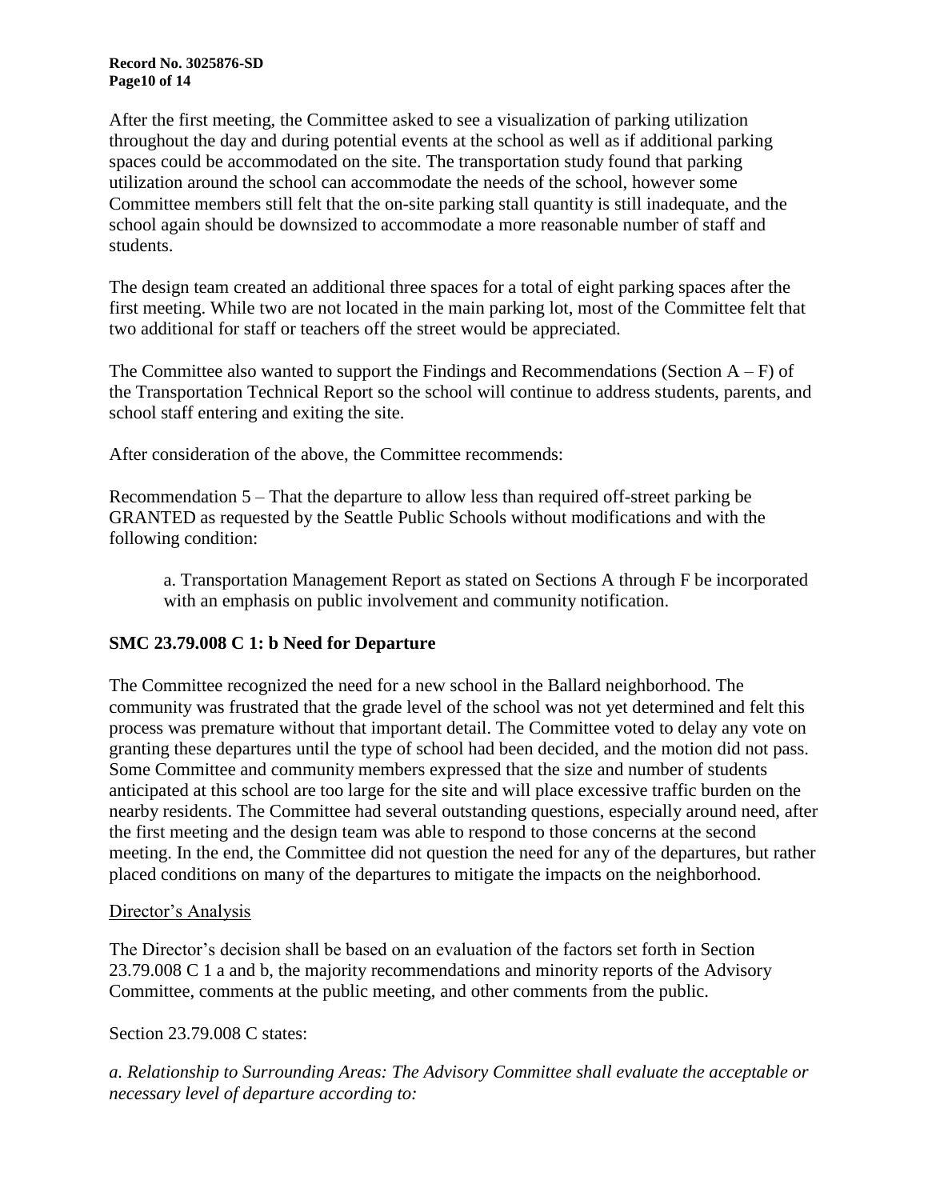After the first meeting, the Committee asked to see a visualization of parking utilization throughout the day and during potential events at the school as well as if additional parking spaces could be accommodated on the site. The transportation study found that parking utilization around the school can accommodate the needs of the school, however some Committee members still felt that the on-site parking stall quantity is still inadequate, and the school again should be downsized to accommodate a more reasonable number of staff and students.

The design team created an additional three spaces for a total of eight parking spaces after the first meeting. While two are not located in the main parking lot, most of the Committee felt that two additional for staff or teachers off the street would be appreciated.

The Committee also wanted to support the Findings and Recommendations (Section A – F) of the Transportation Technical Report so the school will continue to address students, parents, and school staff entering and exiting the site.

After consideration of the above, the Committee recommends:

Recommendation 5 – That the departure to allow less than required off-street parking be GRANTED as requested by the Seattle Public Schools without modifications and with the following condition:

> a. Transportation Management Report as stated on Sections A through F be incorporated with an emphasis on public involvement and community notification.

### SMC 23.79.008 C 1: b Need for Departure

The Committee recognized the need for a new school in the Ballard neighborhood. The community was frustrated that the grade level of the school was not yet determined and felt this process was premature without that important detail. The Committee voted to delay any vote on granting these departures until the type of school had been decided, and the motion did not pass. Some Committee and community members expressed that the size and number of students anticipated at this school are too large for the site and will place excessive traffic burden on the nearby residents. The Committee had several outstanding questions, especially around need, after the first meeting and the design team was able to respond to those concerns at the second meeting. In the end, the Committee did not question the need for any of the departures, but rather placed conditions on many of the departures to mitigate the impacts on the neighborhood.

Director's Analysis

The Director's decision shall be based on an evaluation of the factors set forth in Section 23.79.008 C 1 a and b, the majority recommendations and minority reports of the Advisory Committee, comments at the public meeting, and other comments from the public.

Section 23.79.008 C states:

*a. Relationship to Surrounding Areas: The Advisory Committee shall evaluate the acceptable or necessary level of departure according to:*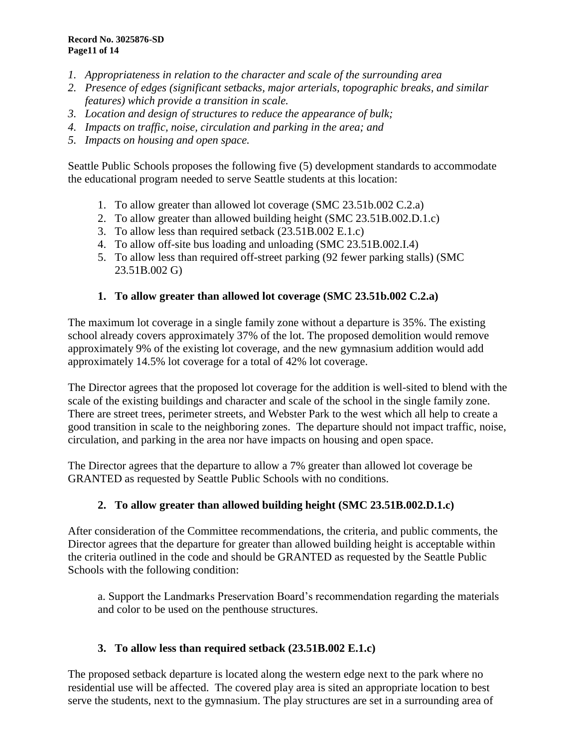*1. Appropriateness in relation to the character and scale of the surrounding area*
*2. Presence of edges (significant setbacks, major arterials, topographic breaks, and similar features) which provide a transition in scale.*
*3. Location and design of structures to reduce the appearance of bulk;*
*4. Impacts on traffic, noise, circulation and parking in the area; and*
*5. Impacts on housing and open space.*

Seattle Public Schools proposes the following five (5) development standards to accommodate the educational program needed to serve Seattle students at this location:

1. To allow greater than allowed lot coverage (SMC 23.51b.002 C.2.a)
2. To allow greater than allowed building height (SMC 23.51B.002.D.1.c)
3. To allow less than required setback (23.51B.002 E.1.c)
4. To allow off-site bus loading and unloading (SMC 23.51B.002.I.4)
5. To allow less than required off-street parking (92 fewer parking stalls) (SMC 23.51B.002 G)

### 1. To allow greater than allowed lot coverage (SMC 23.51b.002 C.2.a)

The maximum lot coverage in a single family zone without a departure is 35%. The existing school already covers approximately 37% of the lot. The proposed demolition would remove approximately 9% of the existing lot coverage, and the new gymnasium addition would add approximately 14.5% lot coverage for a total of 42% lot coverage.

The Director agrees that the proposed lot coverage for the addition is well-sited to blend with the scale of the existing buildings and character and scale of the school in the single family zone. There are street trees, perimeter streets, and Webster Park to the west which all help to create a good transition in scale to the neighboring zones. The departure should not impact traffic, noise, circulation, and parking in the area nor have impacts on housing and open space.

The Director agrees that the departure to allow a 7% greater than allowed lot coverage be GRANTED as requested by Seattle Public Schools with no conditions.

### 2. To allow greater than allowed building height (SMC 23.51B.002.D.1.c)

After consideration of the Committee recommendations, the criteria, and public comments, the Director agrees that the departure for greater than allowed building height is acceptable within the criteria outlined in the code and should be GRANTED as requested by the Seattle Public Schools with the following condition:

a. Support the Landmarks Preservation Board's recommendation regarding the materials and color to be used on the penthouse structures.

### 3. To allow less than required setback (23.51B.002 E.1.c)

The proposed setback departure is located along the western edge next to the park where no residential use will be affected. The covered play area is sited an appropriate location to best serve the students, next to the gymnasium. The play structures are set in a surrounding area of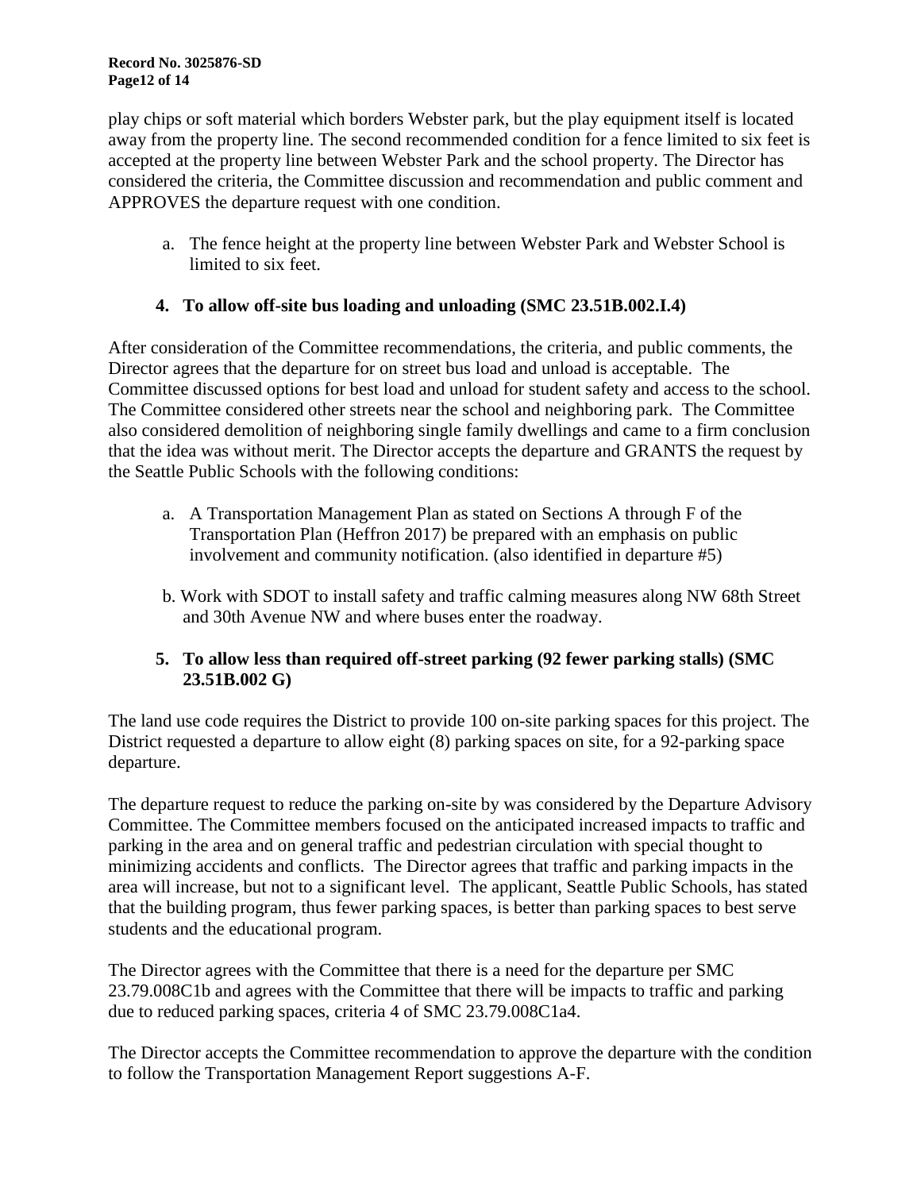play chips or soft material which borders Webster park, but the play equipment itself is located away from the property line. The second recommended condition for a fence limited to six feet is accepted at the property line between Webster Park and the school property. The Director has considered the criteria, the Committee discussion and recommendation and public comment and APPROVES the departure request with one condition.

a. The fence height at the property line between Webster Park and Webster School is limited to six feet.

**4. To allow off-site bus loading and unloading (SMC 23.51B.002.I.4)**

After consideration of the Committee recommendations, the criteria, and public comments, the Director agrees that the departure for on street bus load and unload is acceptable. The Committee discussed options for best load and unload for student safety and access to the school. The Committee considered other streets near the school and neighboring park. The Committee also considered demolition of neighboring single family dwellings and came to a firm conclusion that the idea was without merit. The Director accepts the departure and GRANTS the request by the Seattle Public Schools with the following conditions:

a. A Transportation Management Plan as stated on Sections A through F of the Transportation Plan (Heffron 2017) be prepared with an emphasis on public involvement and community notification. (also identified in departure #5)

b. Work with SDOT to install safety and traffic calming measures along NW 68th Street and 30th Avenue NW and where buses enter the roadway.

**5. To allow less than required off-street parking (92 fewer parking stalls) (SMC 23.51B.002 G)**

The land use code requires the District to provide 100 on-site parking spaces for this project. The District requested a departure to allow eight (8) parking spaces on site, for a 92-parking space departure.

The departure request to reduce the parking on-site by was considered by the Departure Advisory Committee. The Committee members focused on the anticipated increased impacts to traffic and parking in the area and on general traffic and pedestrian circulation with special thought to minimizing accidents and conflicts. The Director agrees that traffic and parking impacts in the area will increase, but not to a significant level. The applicant, Seattle Public Schools, has stated that the building program, thus fewer parking spaces, is better than parking spaces to best serve students and the educational program.

The Director agrees with the Committee that there is a need for the departure per SMC 23.79.008C1b and agrees with the Committee that there will be impacts to traffic and parking due to reduced parking spaces, criteria 4 of SMC 23.79.008C1a4.

The Director accepts the Committee recommendation to approve the departure with the condition to follow the Transportation Management Report suggestions A-F.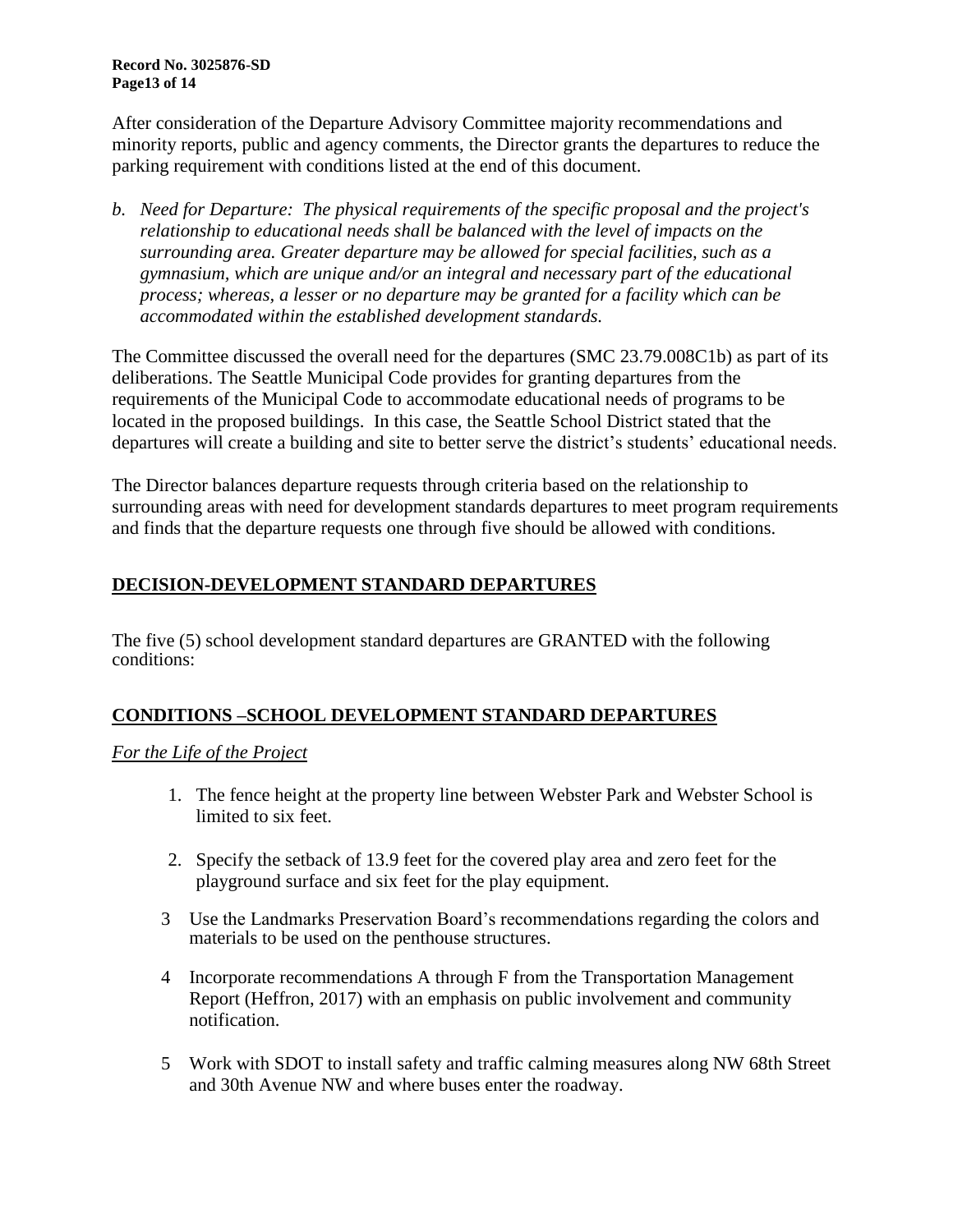After consideration of the Departure Advisory Committee majority recommendations and minority reports, public and agency comments, the Director grants the departures to reduce the parking requirement with conditions listed at the end of this document.

*b. Need for Departure: The physical requirements of the specific proposal and the project's relationship to educational needs shall be balanced with the level of impacts on the surrounding area. Greater departure may be allowed for special facilities, such as a gymnasium, which are unique and/or an integral and necessary part of the educational process; whereas, a lesser or no departure may be granted for a facility which can be accommodated within the established development standards.*

The Committee discussed the overall need for the departures (SMC 23.79.008C1b) as part of its deliberations. The Seattle Municipal Code provides for granting departures from the requirements of the Municipal Code to accommodate educational needs of programs to be located in the proposed buildings. In this case, the Seattle School District stated that the departures will create a building and site to better serve the district's students' educational needs.

The Director balances departure requests through criteria based on the relationship to surrounding areas with need for development standards departures to meet program requirements and finds that the departure requests one through five should be allowed with conditions.

## DECISION-DEVELOPMENT STANDARD DEPARTURES

The five (5) school development standard departures are GRANTED with the following conditions:

## CONDITIONS –SCHOOL DEVELOPMENT STANDARD DEPARTURES

*For the Life of the Project*

1. The fence height at the property line between Webster Park and Webster School is limited to six feet.
2. Specify the setback of 13.9 feet for the covered play area and zero feet for the playground surface and six feet for the play equipment.
3. Use the Landmarks Preservation Board's recommendations regarding the colors and materials to be used on the penthouse structures.
4. Incorporate recommendations A through F from the Transportation Management Report (Heffron, 2017) with an emphasis on public involvement and community notification.
5. Work with SDOT to install safety and traffic calming measures along NW 68th Street and 30th Avenue NW and where buses enter the roadway.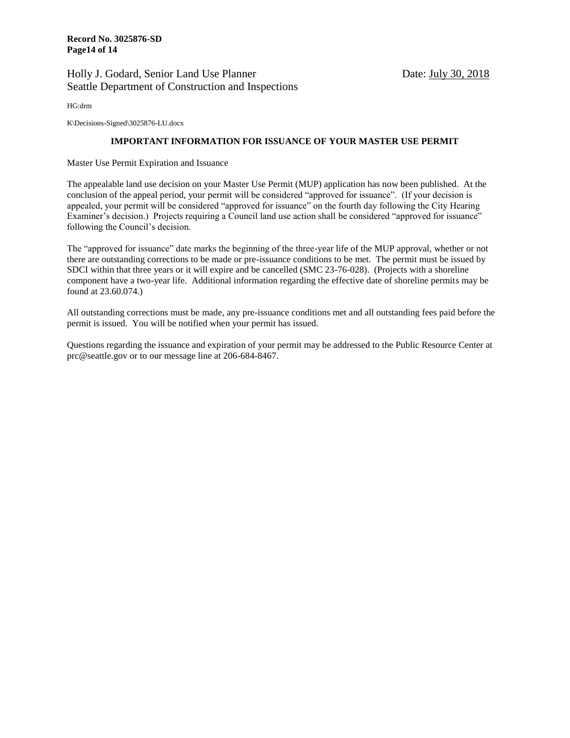Holly J. Godard, Senior Land Use Planner
Seattle Department of Construction and Inspections

Date: July 30, 2018

HG:drm

K\Decisions-Signed\3025876-LU.docx

## IMPORTANT INFORMATION FOR ISSUANCE OF YOUR MASTER USE PERMIT

Master Use Permit Expiration and Issuance

The appealable land use decision on your Master Use Permit (MUP) application has now been published. At the conclusion of the appeal period, your permit will be considered "approved for issuance". (If your decision is appealed, your permit will be considered "approved for issuance" on the fourth day following the City Hearing Examiner's decision.) Projects requiring a Council land use action shall be considered "approved for issuance" following the Council's decision.

The "approved for issuance" date marks the beginning of the three-year life of the MUP approval, whether or not there are outstanding corrections to be made or pre-issuance conditions to be met. The permit must be issued by SDCI within that three years or it will expire and be cancelled (SMC 23-76-028). (Projects with a shoreline component have a two-year life. Additional information regarding the effective date of shoreline permits may be found at 23.60.074.)

All outstanding corrections must be made, any pre-issuance conditions met and all outstanding fees paid before the permit is issued. You will be notified when your permit has issued.

Questions regarding the issuance and expiration of your permit may be addressed to the Public Resource Center at prc@seattle.gov or to our message line at 206-684-8467.